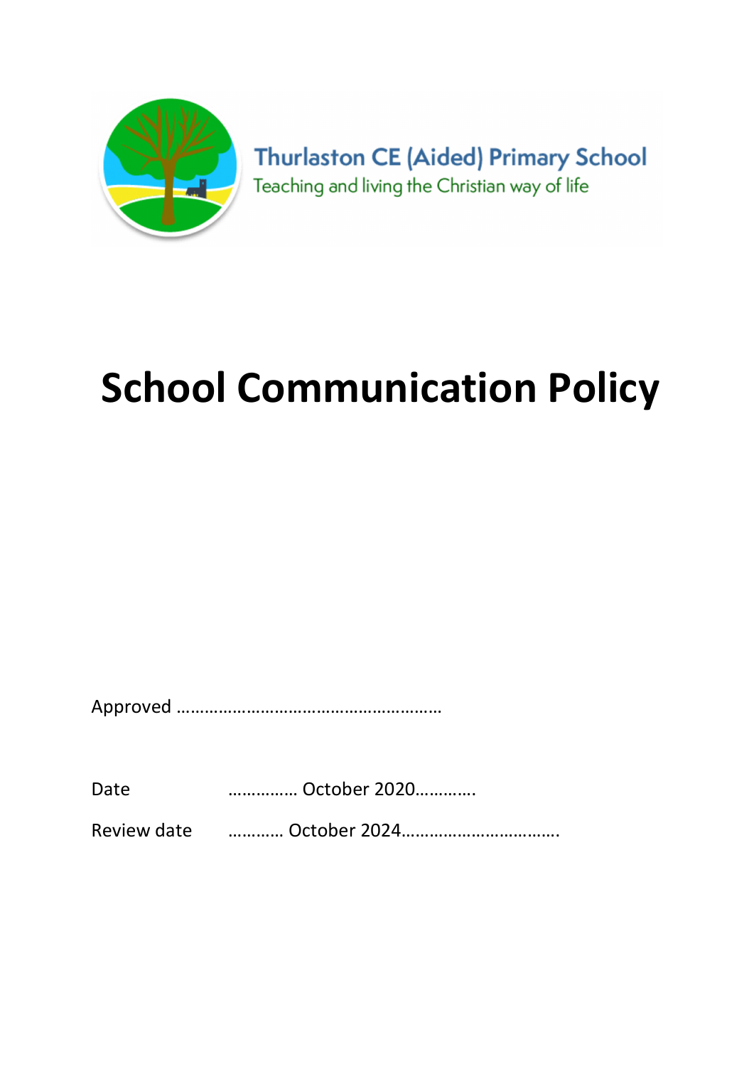Thurlaston CE (Aided) Primary School

Teaching and living the Christian way of life

# School Communication Policy

Approved ………………………………………………

Date ……………October 2020………….

Review date ………… October 2024…………………………….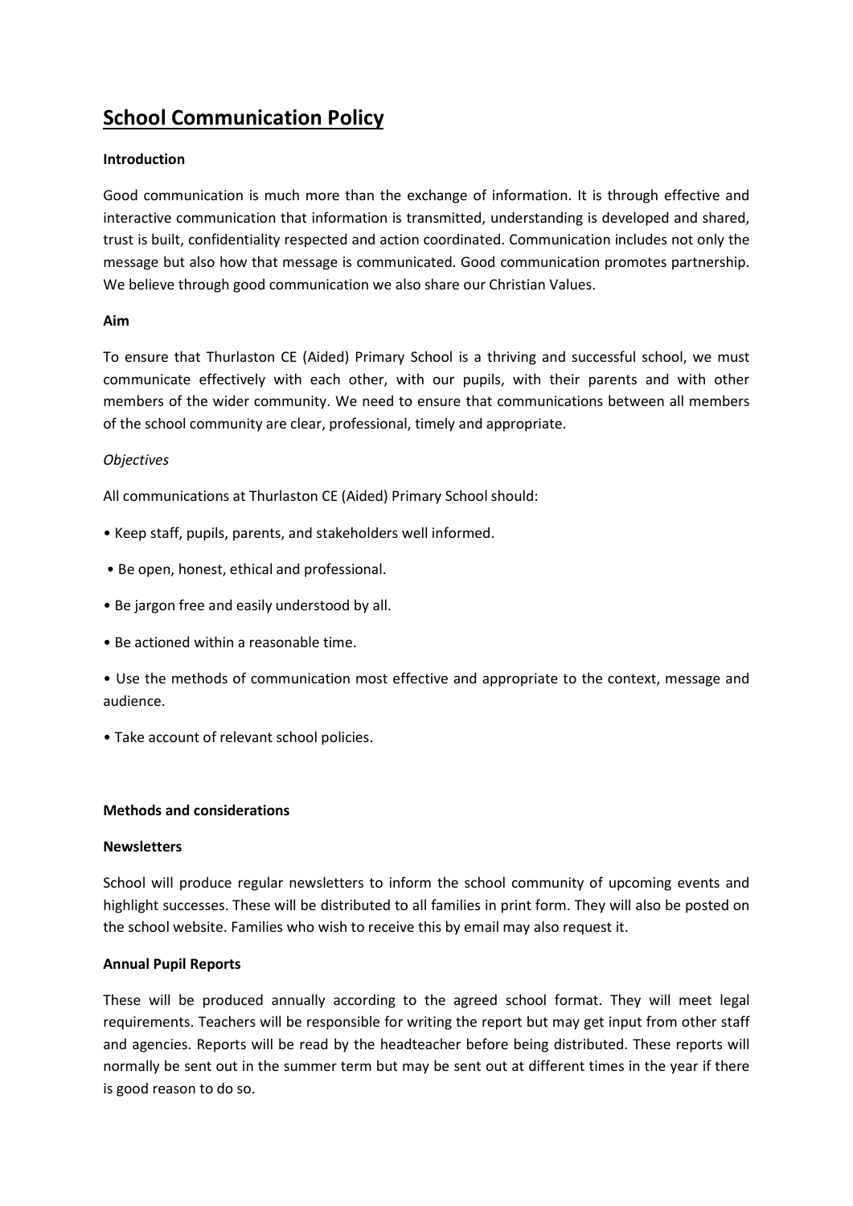# School Communication Policy

**Introduction**

Good communication is much more than the exchange of information. It is through effective and interactive communication that information is transmitted, understanding is developed and shared, trust is built, confidentiality respected and action coordinated. Communication includes not only the message but also how that message is communicated. Good communication promotes partnership. We believe through good communication we also share our Christian Values.

**Aim**

To ensure that Thurlaston CE (Aided) Primary School is a thriving and successful school, we must communicate effectively with each other, with our pupils, with their parents and with other members of the wider community. We need to ensure that communications between all members of the school community are clear, professional, timely and appropriate.

*Objectives*

All communications at Thurlaston CE (Aided) Primary School should:

- Keep staff, pupils, parents, and stakeholders well informed.
- Be open, honest, ethical and professional.
- Be jargon free and easily understood by all.
- Be actioned within a reasonable time.
- Use the methods of communication most effective and appropriate to the context, message and audience.
- Take account of relevant school policies.

**Methods and considerations**

**Newsletters**

School will produce regular newsletters to inform the school community of upcoming events and highlight successes. These will be distributed to all families in print form. They will also be posted on the school website. Families who wish to receive this by email may also request it.

**Annual Pupil Reports**

These will be produced annually according to the agreed school format. They will meet legal requirements. Teachers will be responsible for writing the report but may get input from other staff and agencies. Reports will be read by the headteacher before being distributed. These reports will normally be sent out in the summer term but may be sent out at different times in the year if there is good reason to do so.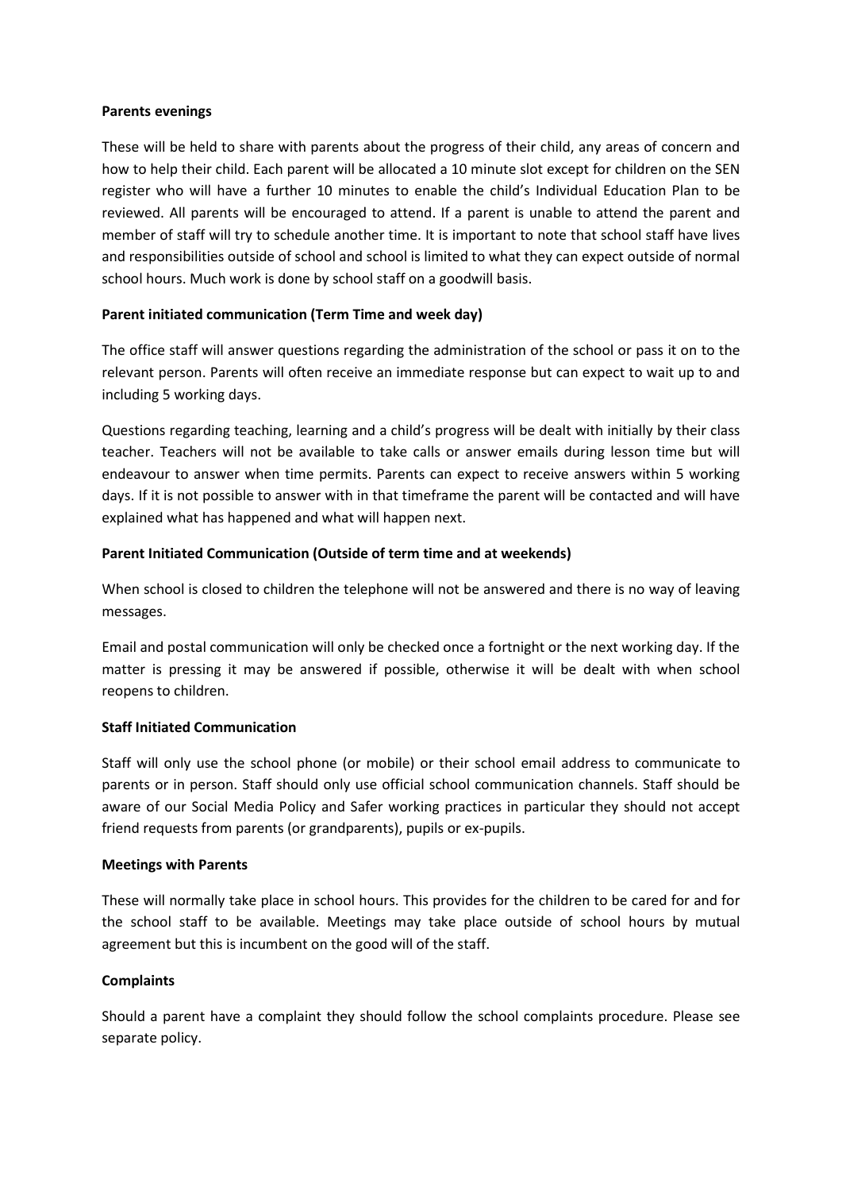**Parents evenings**

These will be held to share with parents about the progress of their child, any areas of concern and how to help their child. Each parent will be allocated a 10 minute slot except for children on the SEN register who will have a further 10 minutes to enable the child's Individual Education Plan to be reviewed. All parents will be encouraged to attend. If a parent is unable to attend the parent and member of staff will try to schedule another time. It is important to note that school staff have lives and responsibilities outside of school and school is limited to what they can expect outside of normal school hours. Much work is done by school staff on a goodwill basis.

**Parent initiated communication (Term Time and week day)**

The office staff will answer questions regarding the administration of the school or pass it on to the relevant person. Parents will often receive an immediate response but can expect to wait up to and including 5 working days.

Questions regarding teaching, learning and a child's progress will be dealt with initially by their class teacher. Teachers will not be available to take calls or answer emails during lesson time but will endeavour to answer when time permits. Parents can expect to receive answers within 5 working days. If it is not possible to answer with in that timeframe the parent will be contacted and will have explained what has happened and what will happen next.

**Parent Initiated Communication (Outside of term time and at weekends)**

When school is closed to children the telephone will not be answered and there is no way of leaving messages.

Email and postal communication will only be checked once a fortnight or the next working day. If the matter is pressing it may be answered if possible, otherwise it will be dealt with when school reopens to children.

**Staff Initiated Communication**

Staff will only use the school phone (or mobile) or their school email address to communicate to parents or in person. Staff should only use official school communication channels. Staff should be aware of our Social Media Policy and Safer working practices in particular they should not accept friend requests from parents (or grandparents), pupils or ex-pupils.

**Meetings with Parents**

These will normally take place in school hours. This provides for the children to be cared for and for the school staff to be available. Meetings may take place outside of school hours by mutual agreement but this is incumbent on the good will of the staff.

**Complaints**

Should a parent have a complaint they should follow the school complaints procedure. Please see separate policy.